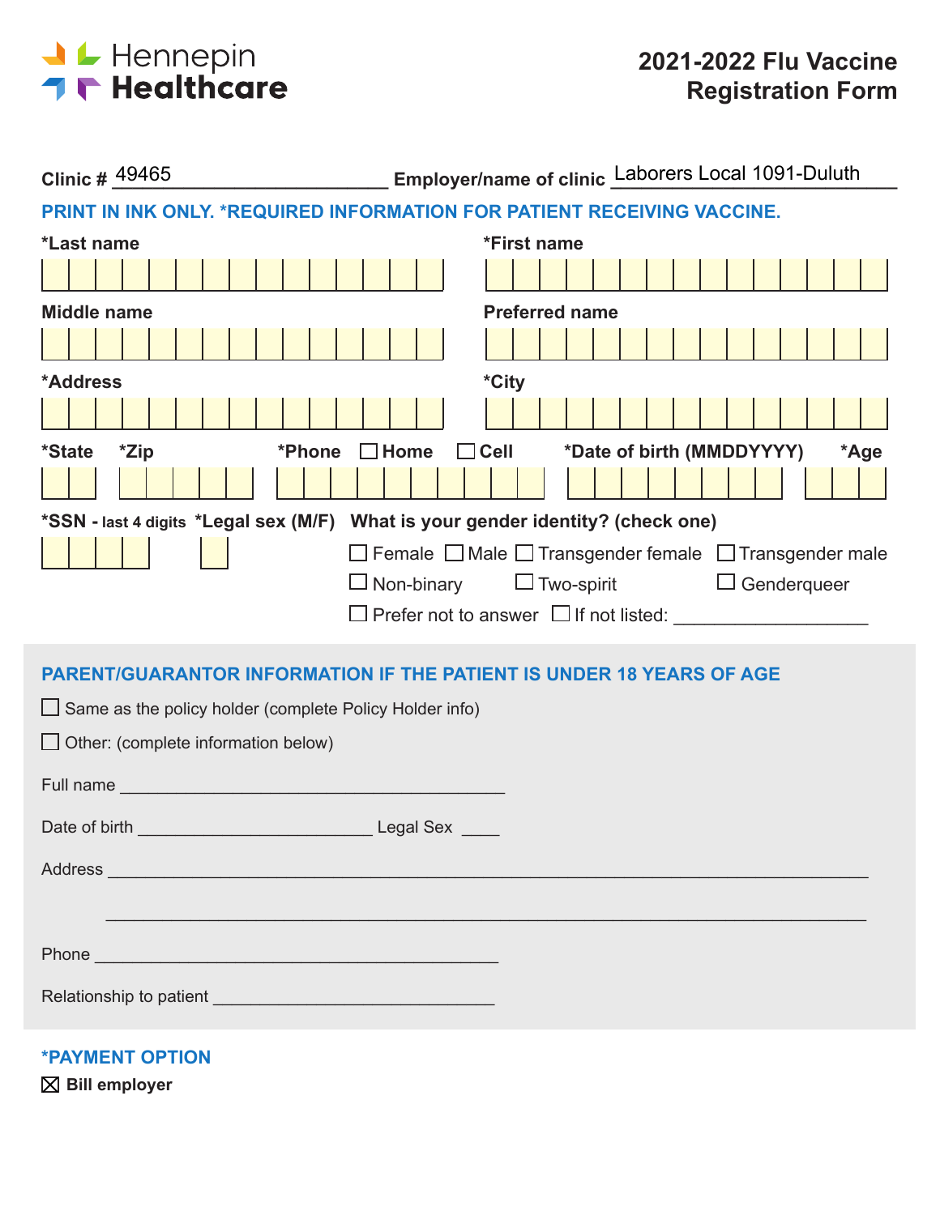Hennepin Healthcare

# 2021-2022 Flu Vaccine Registration Form

**Clinic #** 49465 **Employer/name of clinic** Laborers Local 1091-Duluth

**PRINT IN INK ONLY. *REQUIRED INFORMATION FOR PATIENT RECEIVING VACCINE.**

**\*Last name** ______________________ **\*First name** ______________________

**Middle name** ______________________ **Preferred name** ______________________

**\*Address** ______________________ **\*City** ______________________

**\*State** ____ **\*Zip** ______ **\*Phone** ☐ Home ☐ Cell ______________ **\*Date of birth (MMDDYYYY)** ________ **\*Age** ___

**\*SSN - last 4 digits** ____ **\*Legal sex (M/F)** ___

**What is your gender identity? (check one)**

☐ Female ☐ Male ☐ Transgender female ☐ Transgender male
☐ Non-binary ☐ Two-spirit ☐ Genderqueer
☐ Prefer not to answer ☐ If not listed: ____________________

## PARENT/GUARANTOR INFORMATION IF THE PATIENT IS UNDER 18 YEARS OF AGE

☐ Same as the policy holder (complete Policy Holder info)

☐ Other: (complete information below)

Full name ________________________________________

Date of birth ________________________ Legal Sex ____

Address ________________________________________________________________________

________________________________________________________________________

Phone ____________________________________________

Relationship to patient ______________________________

## *PAYMENT OPTION

☒ **Bill employer**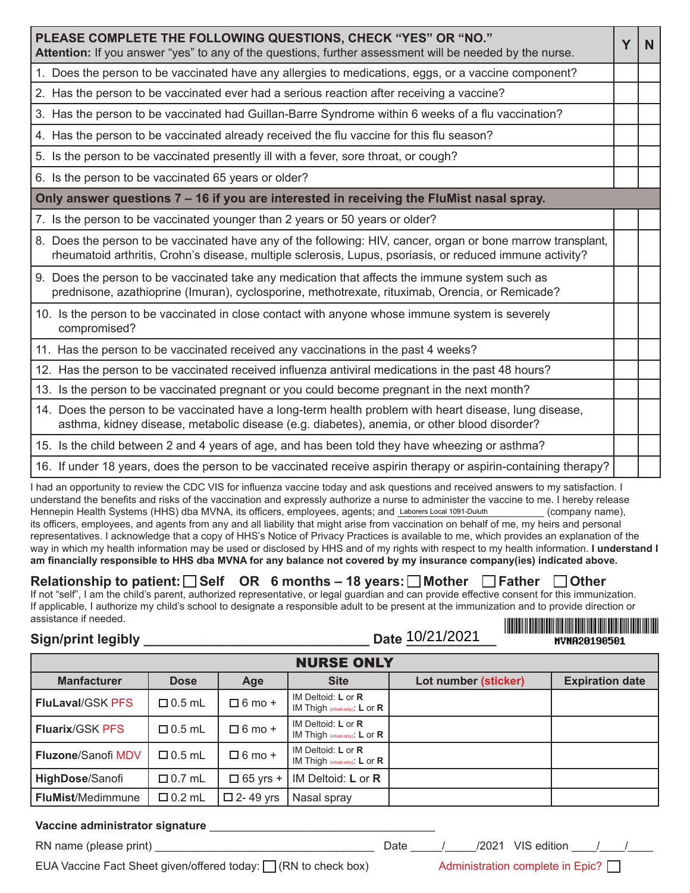| PLEASE COMPLETE THE FOLLOWING QUESTIONS, CHECK "YES" OR "NO." **Attention:** If you answer "yes" to any of the questions, further assessment will be needed by the nurse. | Y | N |
|---|---|---|
| 1. Does the person to be vaccinated have any allergies to medications, eggs, or a vaccine component? | | |
| 2. Has the person to be vaccinated ever had a serious reaction after receiving a vaccine? | | |
| 3. Has the person to be vaccinated had Guillan-Barre Syndrome within 6 weeks of a flu vaccination? | | |
| 4. Has the person to be vaccinated already received the flu vaccine for this flu season? | | |
| 5. Is the person to be vaccinated presently ill with a fever, sore throat, or cough? | | |
| 6. Is the person to be vaccinated 65 years or older? | | |
| **Only answer questions 7 – 16 if you are interested in receiving the FluMist nasal spray.** | | |
| 7. Is the person to be vaccinated younger than 2 years or 50 years or older? | | |
| 8. Does the person to be vaccinated have any of the following: HIV, cancer, organ or bone marrow transplant, rheumatoid arthritis, Crohn's disease, multiple sclerosis, Lupus, psoriasis, or reduced immune activity? | | |
| 9. Does the person to be vaccinated take any medication that affects the immune system such as prednisone, azathioprine (Imuran), cyclosporine, methotrexate, rituximab, Orencia, or Remicade? | | |
| 10. Is the person to be vaccinated in close contact with anyone whose immune system is severely compromised? | | |
| 11. Has the person to be vaccinated received any vaccinations in the past 4 weeks? | | |
| 12. Has the person to be vaccinated received influenza antiviral medications in the past 48 hours? | | |
| 13. Is the person to be vaccinated pregnant or you could become pregnant in the next month? | | |
| 14. Does the person to be vaccinated have a long-term health problem with heart disease, lung disease, asthma, kidney disease, metabolic disease (e.g. diabetes), anemia, or other blood disorder? | | |
| 15. Is the child between 2 and 4 years of age, and has been told they have wheezing or asthma? | | |
| 16. If under 18 years, does the person to be vaccinated receive aspirin therapy or aspirin-containing therapy? | | |

I had an opportunity to review the CDC VIS for influenza vaccine today and ask questions and received answers to my satisfaction. I understand the benefits and risks of the vaccination and expressly authorize a nurse to administer the vaccine to me. I hereby release Hennepin Health Systems (HHS) dba MVNA, its officers, employees, agents; and Laborers Local 1091-Duluth (company name), its officers, employees, and agents from any and all liability that might arise from vaccination on behalf of me, my heirs and personal representatives. I acknowledge that a copy of HHS's Notice of Privacy Practices is available to me, which provides an explanation of the way in which my health information may be used or disclosed by HHS and of my rights with respect to my health information. **I understand I am financially responsible to HHS dba MVNA for any balance not covered by my insurance company(ies) indicated above.**

**Relationship to patient:** ☐ **Self** **OR** **6 months – 18 years:** ☐ **Mother** ☐ **Father** ☐ **Other**

If not "self", I am the child's parent, authorized representative, or legal guardian and can provide effective consent for this immunization. If applicable, I authorize my child's school to designate a responsible adult to be present at the immunization and to provide direction or assistance if needed.

**Sign/print legibly** ______________________________ **Date** 10/21/2021

MVNA20190501

**NURSE ONLY**

| Manfacturer | Dose | Age | Site | Lot number (sticker) | Expiration date |
|---|---|---|---|---|---|
| **FluLaval**/GSK PFS | ☐ 0.5 mL | ☐ 6 mo + | IM Deltoid: **L** or **R** IM Thigh (infant only): **L** or **R** | | |
| **Fluarix**/GSK PFS | ☐ 0.5 mL | ☐ 6 mo + | IM Deltoid: **L** or **R** IM Thigh (infant only): **L** or **R** | | |
| **Fluzone**/Sanofi MDV | ☐ 0.5 mL | ☐ 6 mo + | IM Deltoid: **L** or **R** IM Thigh (infant only): **L** or **R** | | |
| **HighDose**/Sanofi | ☐ 0.7 mL | ☐ 65 yrs + | IM Deltoid: **L** or **R** | | |
| **FluMist**/Medimmune | ☐ 0.2 mL | ☐ 2- 49 yrs | Nasal spray | | |

**Vaccine administrator signature** ______________________________

RN name (please print) ______________________________ Date _____/_____/2021 VIS edition ____/____/____

EUA Vaccine Fact Sheet given/offered today: ☐ (RN to check box) Administration complete in Epic? ☐